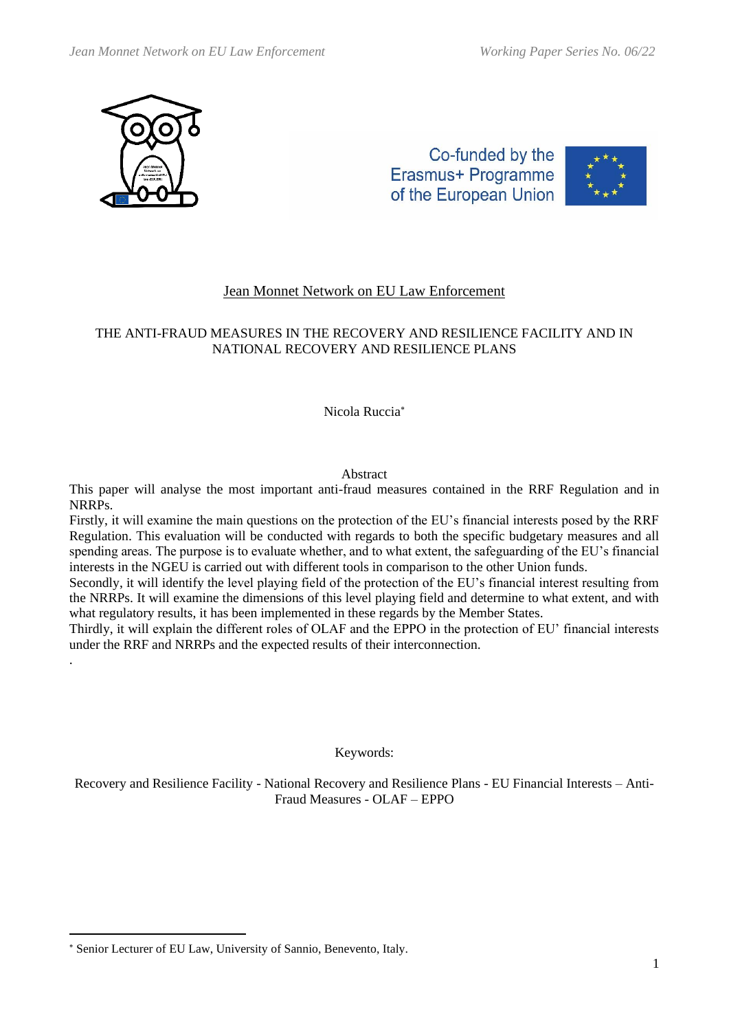Jean Monnet Network on EU Law Enforcement

# THE ANTI-FRAUD MEASURES IN THE RECOVERY AND RESILIENCE FACILITY AND IN NATIONAL RECOVERY AND RESILIENCE PLANS

Nicola Ruccia[*]

## Abstract

This paper will analyse the most important anti-fraud measures contained in the RRF Regulation and in NRRPs.

Firstly, it will examine the main questions on the protection of the EU's financial interests posed by the RRF Regulation. This evaluation will be conducted with regards to both the specific budgetary measures and all spending areas. The purpose is to evaluate whether, and to what extent, the safeguarding of the EU's financial interests in the NGEU is carried out with different tools in comparison to the other Union funds.

Secondly, it will identify the level playing field of the protection of the EU's financial interest resulting from the NRRPs. It will examine the dimensions of this level playing field and determine to what extent, and with what regulatory results, it has been implemented in these regards by the Member States.

Thirdly, it will explain the different roles of OLAF and the EPPO in the protection of EU' financial interests under the RRF and NRRPs and the expected results of their interconnection.

.

Keywords:

Recovery and Resilience Facility - National Recovery and Resilience Plans - EU Financial Interests – Anti-Fraud Measures - OLAF – EPPO

---

[*] Senior Lecturer of EU Law, University of Sannio, Benevento, Italy.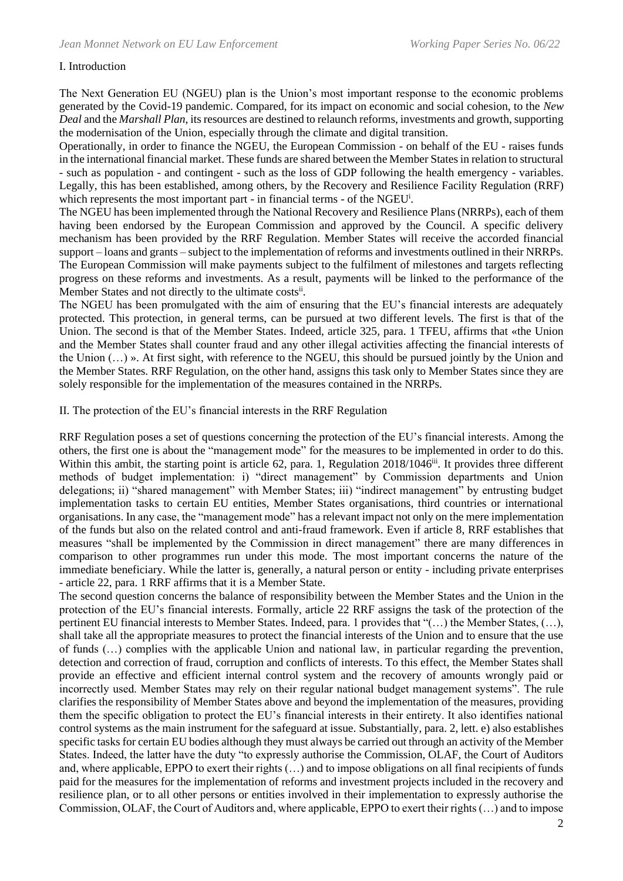## I. Introduction

The Next Generation EU (NGEU) plan is the Union's most important response to the economic problems generated by the Covid-19 pandemic. Compared, for its impact on economic and social cohesion, to the *New Deal* and the *Marshall Plan*, its resources are destined to relaunch reforms, investments and growth, supporting the modernisation of the Union, especially through the climate and digital transition.

Operationally, in order to finance the NGEU, the European Commission - on behalf of the EU - raises funds in the international financial market. These funds are shared between the Member States in relation to structural - such as population - and contingent - such as the loss of GDP following the health emergency - variables. Legally, this has been established, among others, by the Recovery and Resilience Facility Regulation (RRF) which represents the most important part - in financial terms - of the NGEU[i].

The NGEU has been implemented through the National Recovery and Resilience Plans (NRRPs), each of them having been endorsed by the European Commission and approved by the Council. A specific delivery mechanism has been provided by the RRF Regulation. Member States will receive the accorded financial support – loans and grants – subject to the implementation of reforms and investments outlined in their NRRPs. The European Commission will make payments subject to the fulfilment of milestones and targets reflecting progress on these reforms and investments. As a result, payments will be linked to the performance of the Member States and not directly to the ultimate costs[ii].

The NGEU has been promulgated with the aim of ensuring that the EU's financial interests are adequately protected. This protection, in general terms, can be pursued at two different levels. The first is that of the Union. The second is that of the Member States. Indeed, article 325, para. 1 TFEU, affirms that «the Union and the Member States shall counter fraud and any other illegal activities affecting the financial interests of the Union (…) ». At first sight, with reference to the NGEU, this should be pursued jointly by the Union and the Member States. RRF Regulation, on the other hand, assigns this task only to Member States since they are solely responsible for the implementation of the measures contained in the NRRPs.

## II. The protection of the EU's financial interests in the RRF Regulation

RRF Regulation poses a set of questions concerning the protection of the EU's financial interests. Among the others, the first one is about the "management mode" for the measures to be implemented in order to do this. Within this ambit, the starting point is article 62, para. 1, Regulation 2018/1046[iii]. It provides three different methods of budget implementation: i) "direct management" by Commission departments and Union delegations; ii) "shared management" with Member States; iii) "indirect management" by entrusting budget implementation tasks to certain EU entities, Member States organisations, third countries or international organisations. In any case, the "management mode" has a relevant impact not only on the mere implementation of the funds but also on the related control and anti-fraud framework. Even if article 8, RRF establishes that measures "shall be implemented by the Commission in direct management" there are many differences in comparison to other programmes run under this mode. The most important concerns the nature of the immediate beneficiary. While the latter is, generally, a natural person or entity - including private enterprises - article 22, para. 1 RRF affirms that it is a Member State.

The second question concerns the balance of responsibility between the Member States and the Union in the protection of the EU's financial interests. Formally, article 22 RRF assigns the task of the protection of the pertinent EU financial interests to Member States. Indeed, para. 1 provides that "(…) the Member States, (…), shall take all the appropriate measures to protect the financial interests of the Union and to ensure that the use of funds (…) complies with the applicable Union and national law, in particular regarding the prevention, detection and correction of fraud, corruption and conflicts of interests. To this effect, the Member States shall provide an effective and efficient internal control system and the recovery of amounts wrongly paid or incorrectly used. Member States may rely on their regular national budget management systems". The rule clarifies the responsibility of Member States above and beyond the implementation of the measures, providing them the specific obligation to protect the EU's financial interests in their entirety. It also identifies national control systems as the main instrument for the safeguard at issue. Substantially, para. 2, lett. e) also establishes specific tasks for certain EU bodies although they must always be carried out through an activity of the Member States. Indeed, the latter have the duty "to expressly authorise the Commission, OLAF, the Court of Auditors and, where applicable, EPPO to exert their rights (…) and to impose obligations on all final recipients of funds paid for the measures for the implementation of reforms and investment projects included in the recovery and resilience plan, or to all other persons or entities involved in their implementation to expressly authorise the Commission, OLAF, the Court of Auditors and, where applicable, EPPO to exert their rights (…) and to impose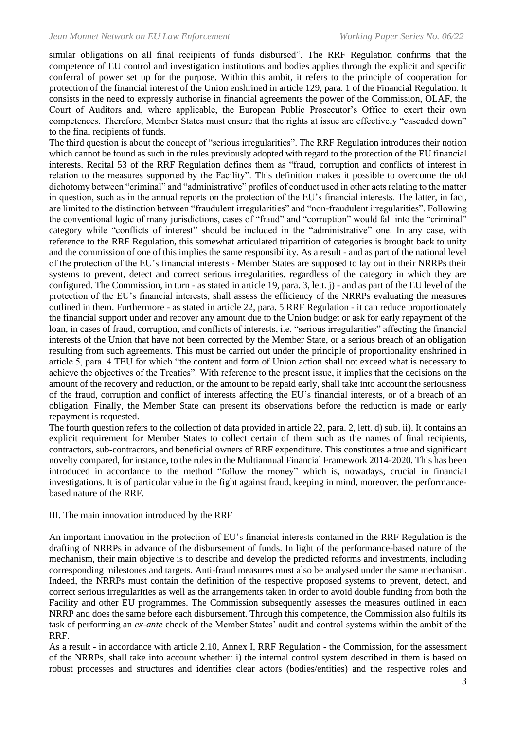similar obligations on all final recipients of funds disbursed". The RRF Regulation confirms that the competence of EU control and investigation institutions and bodies applies through the explicit and specific conferral of power set up for the purpose. Within this ambit, it refers to the principle of cooperation for protection of the financial interest of the Union enshrined in article 129, para. 1 of the Financial Regulation. It consists in the need to expressly authorise in financial agreements the power of the Commission, OLAF, the Court of Auditors and, where applicable, the European Public Prosecutor's Office to exert their own competences. Therefore, Member States must ensure that the rights at issue are effectively "cascaded down" to the final recipients of funds.

The third question is about the concept of "serious irregularities". The RRF Regulation introduces their notion which cannot be found as such in the rules previously adopted with regard to the protection of the EU financial interests. Recital 53 of the RRF Regulation defines them as "fraud, corruption and conflicts of interest in relation to the measures supported by the Facility". This definition makes it possible to overcome the old dichotomy between "criminal" and "administrative" profiles of conduct used in other acts relating to the matter in question, such as in the annual reports on the protection of the EU's financial interests. The latter, in fact, are limited to the distinction between "fraudulent irregularities" and "non-fraudulent irregularities". Following the conventional logic of many jurisdictions, cases of "fraud" and "corruption" would fall into the "criminal" category while "conflicts of interest" should be included in the "administrative" one. In any case, with reference to the RRF Regulation, this somewhat articulated tripartition of categories is brought back to unity and the commission of one of this implies the same responsibility. As a result - and as part of the national level of the protection of the EU's financial interests - Member States are supposed to lay out in their NRRPs their systems to prevent, detect and correct serious irregularities, regardless of the category in which they are configured. The Commission, in turn - as stated in article 19, para. 3, lett. j) - and as part of the EU level of the protection of the EU's financial interests, shall assess the efficiency of the NRRPs evaluating the measures outlined in them. Furthermore - as stated in article 22, para. 5 RRF Regulation - it can reduce proportionately the financial support under and recover any amount due to the Union budget or ask for early repayment of the loan, in cases of fraud, corruption, and conflicts of interests, i.e. "serious irregularities" affecting the financial interests of the Union that have not been corrected by the Member State, or a serious breach of an obligation resulting from such agreements. This must be carried out under the principle of proportionality enshrined in article 5, para. 4 TEU for which "the content and form of Union action shall not exceed what is necessary to achieve the objectives of the Treaties". With reference to the present issue, it implies that the decisions on the amount of the recovery and reduction, or the amount to be repaid early, shall take into account the seriousness of the fraud, corruption and conflict of interests affecting the EU's financial interests, or of a breach of an obligation. Finally, the Member State can present its observations before the reduction is made or early repayment is requested.

The fourth question refers to the collection of data provided in article 22, para. 2, lett. d) sub. ii). It contains an explicit requirement for Member States to collect certain of them such as the names of final recipients, contractors, sub-contractors, and beneficial owners of RRF expenditure. This constitutes a true and significant novelty compared, for instance, to the rules in the Multiannual Financial Framework 2014-2020. This has been introduced in accordance to the method "follow the money" which is, nowadays, crucial in financial investigations. It is of particular value in the fight against fraud, keeping in mind, moreover, the performance-based nature of the RRF.

## III. The main innovation introduced by the RRF

An important innovation in the protection of EU's financial interests contained in the RRF Regulation is the drafting of NRRPs in advance of the disbursement of funds. In light of the performance-based nature of the mechanism, their main objective is to describe and develop the predicted reforms and investments, including corresponding milestones and targets. Anti-fraud measures must also be analysed under the same mechanism. Indeed, the NRRPs must contain the definition of the respective proposed systems to prevent, detect, and correct serious irregularities as well as the arrangements taken in order to avoid double funding from both the Facility and other EU programmes. The Commission subsequently assesses the measures outlined in each NRRP and does the same before each disbursement. Through this competence, the Commission also fulfils its task of performing an *ex-ante* check of the Member States' audit and control systems within the ambit of the RRF.

As a result - in accordance with article 2.10, Annex I, RRF Regulation - the Commission, for the assessment of the NRRPs, shall take into account whether: i) the internal control system described in them is based on robust processes and structures and identifies clear actors (bodies/entities) and the respective roles and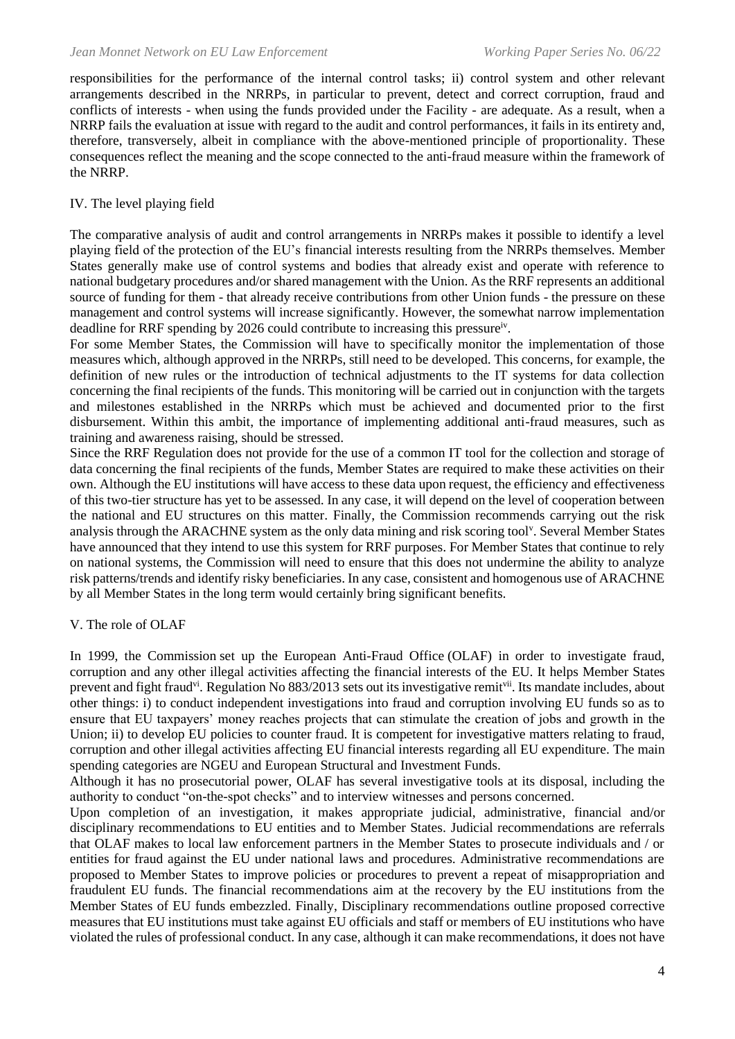responsibilities for the performance of the internal control tasks; ii) control system and other relevant arrangements described in the NRRPs, in particular to prevent, detect and correct corruption, fraud and conflicts of interests - when using the funds provided under the Facility - are adequate. As a result, when a NRRP fails the evaluation at issue with regard to the audit and control performances, it fails in its entirety and, therefore, transversely, albeit in compliance with the above-mentioned principle of proportionality. These consequences reflect the meaning and the scope connected to the anti-fraud measure within the framework of the NRRP.

## IV. The level playing field

The comparative analysis of audit and control arrangements in NRRPs makes it possible to identify a level playing field of the protection of the EU's financial interests resulting from the NRRPs themselves. Member States generally make use of control systems and bodies that already exist and operate with reference to national budgetary procedures and/or shared management with the Union. As the RRF represents an additional source of funding for them - that already receive contributions from other Union funds - the pressure on these management and control systems will increase significantly. However, the somewhat narrow implementation deadline for RRF spending by 2026 could contribute to increasing this pressure[iv].

For some Member States, the Commission will have to specifically monitor the implementation of those measures which, although approved in the NRRPs, still need to be developed. This concerns, for example, the definition of new rules or the introduction of technical adjustments to the IT systems for data collection concerning the final recipients of the funds. This monitoring will be carried out in conjunction with the targets and milestones established in the NRRPs which must be achieved and documented prior to the first disbursement. Within this ambit, the importance of implementing additional anti-fraud measures, such as training and awareness raising, should be stressed.

Since the RRF Regulation does not provide for the use of a common IT tool for the collection and storage of data concerning the final recipients of the funds, Member States are required to make these activities on their own. Although the EU institutions will have access to these data upon request, the efficiency and effectiveness of this two-tier structure has yet to be assessed. In any case, it will depend on the level of cooperation between the national and EU structures on this matter. Finally, the Commission recommends carrying out the risk analysis through the ARACHNE system as the only data mining and risk scoring tool[v]. Several Member States have announced that they intend to use this system for RRF purposes. For Member States that continue to rely on national systems, the Commission will need to ensure that this does not undermine the ability to analyze risk patterns/trends and identify risky beneficiaries. In any case, consistent and homogenous use of ARACHNE by all Member States in the long term would certainly bring significant benefits.

## V. The role of OLAF

In 1999, the Commission set up the European Anti-Fraud Office (OLAF) in order to investigate fraud, corruption and any other illegal activities affecting the financial interests of the EU. It helps Member States prevent and fight fraud[vi]. Regulation No 883/2013 sets out its investigative remit[vii]. Its mandate includes, about other things: i) to conduct independent investigations into fraud and corruption involving EU funds so as to ensure that EU taxpayers' money reaches projects that can stimulate the creation of jobs and growth in the Union; ii) to develop EU policies to counter fraud. It is competent for investigative matters relating to fraud, corruption and other illegal activities affecting EU financial interests regarding all EU expenditure. The main spending categories are NGEU and European Structural and Investment Funds.

Although it has no prosecutorial power, OLAF has several investigative tools at its disposal, including the authority to conduct "on-the-spot checks" and to interview witnesses and persons concerned.

Upon completion of an investigation, it makes appropriate judicial, administrative, financial and/or disciplinary recommendations to EU entities and to Member States. Judicial recommendations are referrals that OLAF makes to local law enforcement partners in the Member States to prosecute individuals and / or entities for fraud against the EU under national laws and procedures. Administrative recommendations are proposed to Member States to improve policies or procedures to prevent a repeat of misappropriation and fraudulent EU funds. The financial recommendations aim at the recovery by the EU institutions from the Member States of EU funds embezzled. Finally, Disciplinary recommendations outline proposed corrective measures that EU institutions must take against EU officials and staff or members of EU institutions who have violated the rules of professional conduct. In any case, although it can make recommendations, it does not have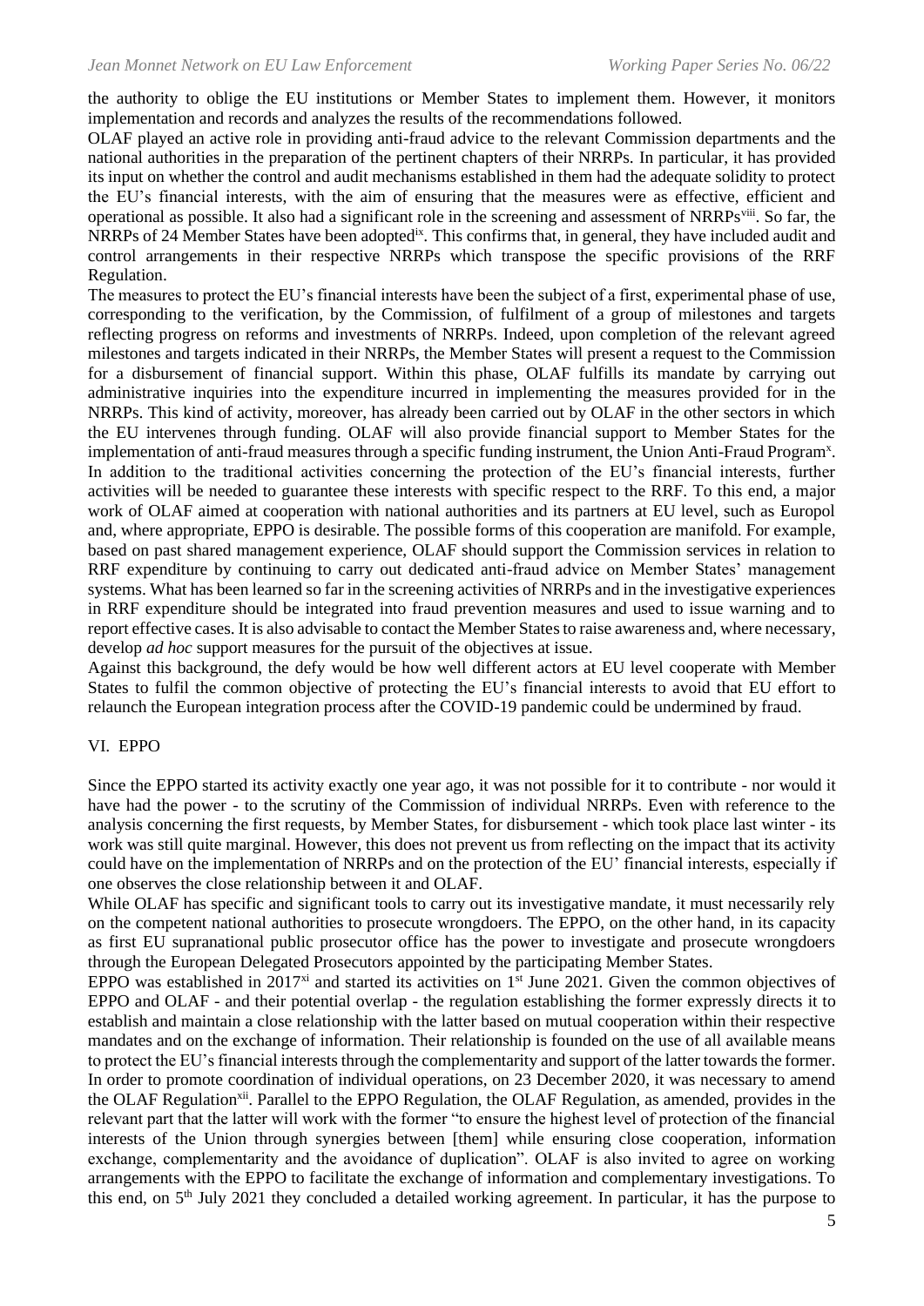the authority to oblige the EU institutions or Member States to implement them. However, it monitors implementation and records and analyzes the results of the recommendations followed.

OLAF played an active role in providing anti-fraud advice to the relevant Commission departments and the national authorities in the preparation of the pertinent chapters of their NRRPs. In particular, it has provided its input on whether the control and audit mechanisms established in them had the adequate solidity to protect the EU's financial interests, with the aim of ensuring that the measures were as effective, efficient and operational as possible. It also had a significant role in the screening and assessment of NRRPs[viii]. So far, the NRRPs of 24 Member States have been adopted[ix]. This confirms that, in general, they have included audit and control arrangements in their respective NRRPs which transpose the specific provisions of the RRF Regulation.

The measures to protect the EU's financial interests have been the subject of a first, experimental phase of use, corresponding to the verification, by the Commission, of fulfilment of a group of milestones and targets reflecting progress on reforms and investments of NRRPs. Indeed, upon completion of the relevant agreed milestones and targets indicated in their NRRPs, the Member States will present a request to the Commission for a disbursement of financial support. Within this phase, OLAF fulfills its mandate by carrying out administrative inquiries into the expenditure incurred in implementing the measures provided for in the NRRPs. This kind of activity, moreover, has already been carried out by OLAF in the other sectors in which the EU intervenes through funding. OLAF will also provide financial support to Member States for the implementation of anti-fraud measures through a specific funding instrument, the Union Anti-Fraud Program[x].

In addition to the traditional activities concerning the protection of the EU's financial interests, further activities will be needed to guarantee these interests with specific respect to the RRF. To this end, a major work of OLAF aimed at cooperation with national authorities and its partners at EU level, such as Europol and, where appropriate, EPPO is desirable. The possible forms of this cooperation are manifold. For example, based on past shared management experience, OLAF should support the Commission services in relation to RRF expenditure by continuing to carry out dedicated anti-fraud advice on Member States' management systems. What has been learned so far in the screening activities of NRRPs and in the investigative experiences in RRF expenditure should be integrated into fraud prevention measures and used to issue warning and to report effective cases. It is also advisable to contact the Member States to raise awareness and, where necessary, develop *ad hoc* support measures for the pursuit of the objectives at issue.

Against this background, the defy would be how well different actors at EU level cooperate with Member States to fulfil the common objective of protecting the EU's financial interests to avoid that EU effort to relaunch the European integration process after the COVID-19 pandemic could be undermined by fraud.

## VI. EPPO

Since the EPPO started its activity exactly one year ago, it was not possible for it to contribute - nor would it have had the power - to the scrutiny of the Commission of individual NRRPs. Even with reference to the analysis concerning the first requests, by Member States, for disbursement - which took place last winter - its work was still quite marginal. However, this does not prevent us from reflecting on the impact that its activity could have on the implementation of NRRPs and on the protection of the EU' financial interests, especially if one observes the close relationship between it and OLAF.

While OLAF has specific and significant tools to carry out its investigative mandate, it must necessarily rely on the competent national authorities to prosecute wrongdoers. The EPPO, on the other hand, in its capacity as first EU supranational public prosecutor office has the power to investigate and prosecute wrongdoers through the European Delegated Prosecutors appointed by the participating Member States.

EPPO was established in 2017[xi] and started its activities on 1st June 2021. Given the common objectives of EPPO and OLAF - and their potential overlap - the regulation establishing the former expressly directs it to establish and maintain a close relationship with the latter based on mutual cooperation within their respective mandates and on the exchange of information. Their relationship is founded on the use of all available means to protect the EU's financial interests through the complementarity and support of the latter towards the former. In order to promote coordination of individual operations, on 23 December 2020, it was necessary to amend the OLAF Regulation[xii]. Parallel to the EPPO Regulation, the OLAF Regulation, as amended, provides in the relevant part that the latter will work with the former "to ensure the highest level of protection of the financial interests of the Union through synergies between [them] while ensuring close cooperation, information exchange, complementarity and the avoidance of duplication". OLAF is also invited to agree on working arrangements with the EPPO to facilitate the exchange of information and complementary investigations. To this end, on 5th July 2021 they concluded a detailed working agreement. In particular, it has the purpose to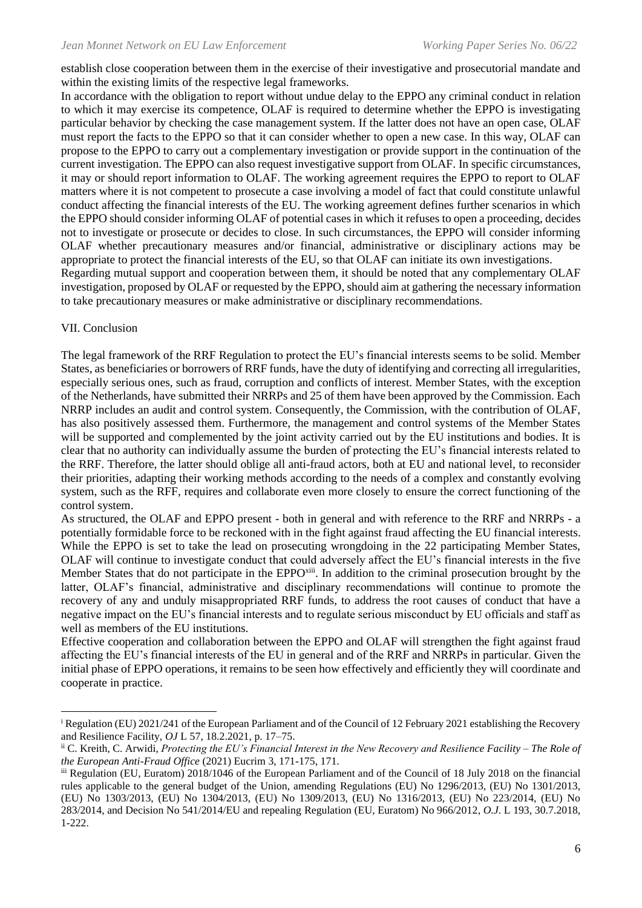establish close cooperation between them in the exercise of their investigative and prosecutorial mandate and within the existing limits of the respective legal frameworks.

In accordance with the obligation to report without undue delay to the EPPO any criminal conduct in relation to which it may exercise its competence, OLAF is required to determine whether the EPPO is investigating particular behavior by checking the case management system. If the latter does not have an open case, OLAF must report the facts to the EPPO so that it can consider whether to open a new case. In this way, OLAF can propose to the EPPO to carry out a complementary investigation or provide support in the continuation of the current investigation. The EPPO can also request investigative support from OLAF. In specific circumstances, it may or should report information to OLAF. The working agreement requires the EPPO to report to OLAF matters where it is not competent to prosecute a case involving a model of fact that could constitute unlawful conduct affecting the financial interests of the EU. The working agreement defines further scenarios in which the EPPO should consider informing OLAF of potential cases in which it refuses to open a proceeding, decides not to investigate or prosecute or decides to close. In such circumstances, the EPPO will consider informing OLAF whether precautionary measures and/or financial, administrative or disciplinary actions may be appropriate to protect the financial interests of the EU, so that OLAF can initiate its own investigations.

Regarding mutual support and cooperation between them, it should be noted that any complementary OLAF investigation, proposed by OLAF or requested by the EPPO, should aim at gathering the necessary information to take precautionary measures or make administrative or disciplinary recommendations.

## VII. Conclusion

The legal framework of the RRF Regulation to protect the EU's financial interests seems to be solid. Member States, as beneficiaries or borrowers of RRF funds, have the duty of identifying and correcting all irregularities, especially serious ones, such as fraud, corruption and conflicts of interest. Member States, with the exception of the Netherlands, have submitted their NRRPs and 25 of them have been approved by the Commission. Each NRRP includes an audit and control system. Consequently, the Commission, with the contribution of OLAF, has also positively assessed them. Furthermore, the management and control systems of the Member States will be supported and complemented by the joint activity carried out by the EU institutions and bodies. It is clear that no authority can individually assume the burden of protecting the EU's financial interests related to the RRF. Therefore, the latter should oblige all anti-fraud actors, both at EU and national level, to reconsider their priorities, adapting their working methods according to the needs of a complex and constantly evolving system, such as the RFF, requires and collaborate even more closely to ensure the correct functioning of the control system.

As structured, the OLAF and EPPO present - both in general and with reference to the RRF and NRRPs - a potentially formidable force to be reckoned with in the fight against fraud affecting the EU financial interests. While the EPPO is set to take the lead on prosecuting wrongdoing in the 22 participating Member States, OLAF will continue to investigate conduct that could adversely affect the EU's financial interests in the five Member States that do not participate in the EPPO[xiii]. In addition to the criminal prosecution brought by the latter, OLAF's financial, administrative and disciplinary recommendations will continue to promote the recovery of any and unduly misappropriated RRF funds, to address the root causes of conduct that have a negative impact on the EU's financial interests and to regulate serious misconduct by EU officials and staff as well as members of the EU institutions.

Effective cooperation and collaboration between the EPPO and OLAF will strengthen the fight against fraud affecting the EU's financial interests of the EU in general and of the RRF and NRRPs in particular. Given the initial phase of EPPO operations, it remains to be seen how effectively and efficiently they will coordinate and cooperate in practice.

---

[i] Regulation (EU) 2021/241 of the European Parliament and of the Council of 12 February 2021 establishing the Recovery and Resilience Facility, *OJ* L 57, 18.2.2021, p. 17–75.

[ii] C. Kreith, C. Arwidi, *Protecting the EU's Financial Interest in the New Recovery and Resilience Facility – The Role of the European Anti-Fraud Office* (2021) Eucrim 3, 171-175, 171.

[iii] Regulation (EU, Euratom) 2018/1046 of the European Parliament and of the Council of 18 July 2018 on the financial rules applicable to the general budget of the Union, amending Regulations (EU) No 1296/2013, (EU) No 1301/2013, (EU) No 1303/2013, (EU) No 1304/2013, (EU) No 1309/2013, (EU) No 1316/2013, (EU) No 223/2014, (EU) No 283/2014, and Decision No 541/2014/EU and repealing Regulation (EU, Euratom) No 966/2012, *O.J.* L 193, 30.7.2018, 1-222.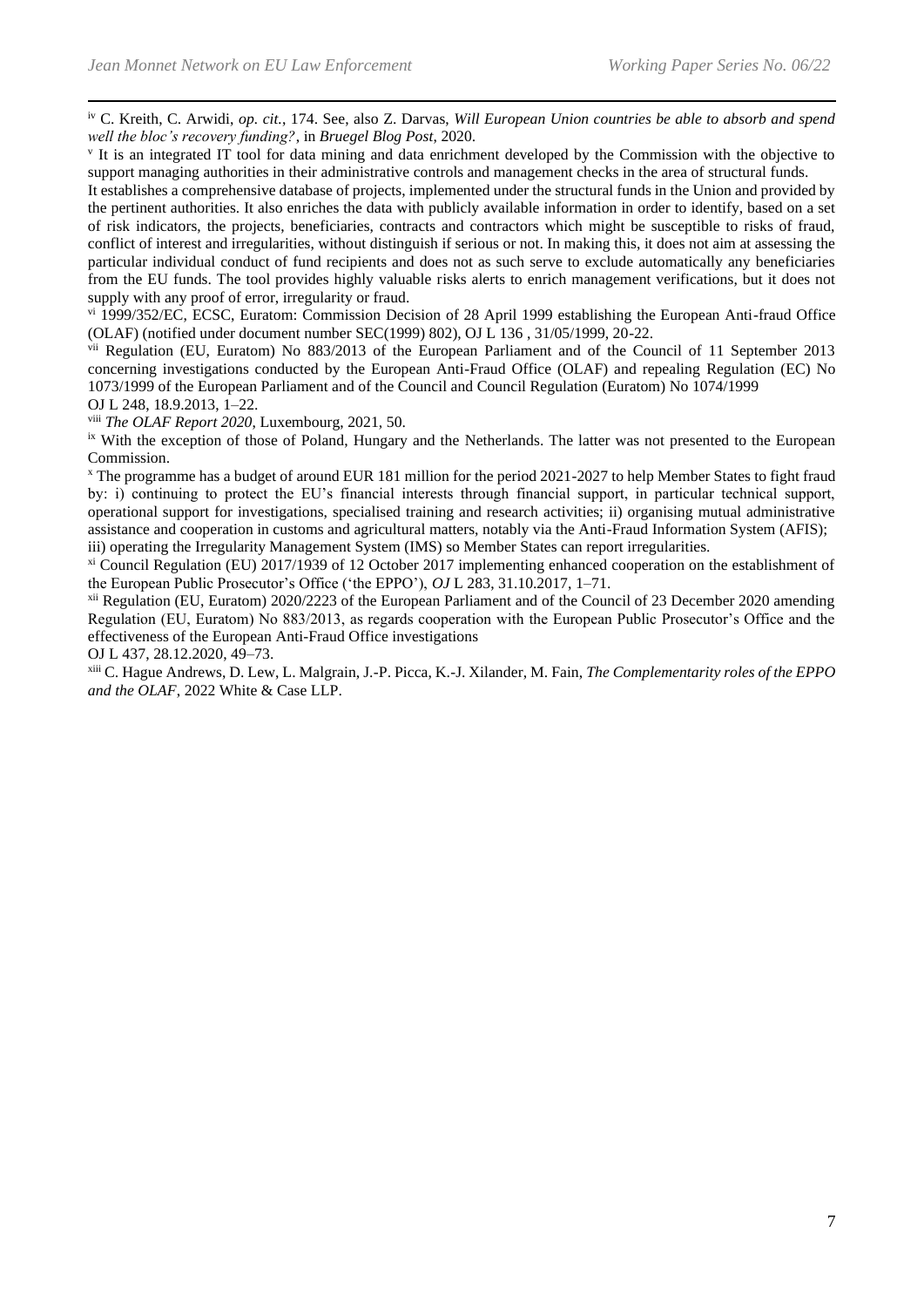[iv] C. Kreith, C. Arwidi, *op. cit.*, 174. See, also Z. Darvas, *Will European Union countries be able to absorb and spend well the bloc's recovery funding?*, in *Bruegel Blog Post*, 2020.

[v] It is an integrated IT tool for data mining and data enrichment developed by the Commission with the objective to support managing authorities in their administrative controls and management checks in the area of structural funds.

It establishes a comprehensive database of projects, implemented under the structural funds in the Union and provided by the pertinent authorities. It also enriches the data with publicly available information in order to identify, based on a set of risk indicators, the projects, beneficiaries, contracts and contractors which might be susceptible to risks of fraud, conflict of interest and irregularities, without distinguish if serious or not. In making this, it does not aim at assessing the particular individual conduct of fund recipients and does not as such serve to exclude automatically any beneficiaries from the EU funds. The tool provides highly valuable risks alerts to enrich management verifications, but it does not supply with any proof of error, irregularity or fraud.

[vi] 1999/352/EC, ECSC, Euratom: Commission Decision of 28 April 1999 establishing the European Anti-fraud Office (OLAF) (notified under document number SEC(1999) 802), OJ L 136 , 31/05/1999, 20-22.

[vii] Regulation (EU, Euratom) No 883/2013 of the European Parliament and of the Council of 11 September 2013 concerning investigations conducted by the European Anti-Fraud Office (OLAF) and repealing Regulation (EC) No 1073/1999 of the European Parliament and of the Council and Council Regulation (Euratom) No 1074/1999
OJ L 248, 18.9.2013, 1–22.

[viii] *The OLAF Report 2020*, Luxembourg, 2021, 50.

[ix] With the exception of those of Poland, Hungary and the Netherlands. The latter was not presented to the European Commission.

[x] The programme has a budget of around EUR 181 million for the period 2021-2027 to help Member States to fight fraud by: i) continuing to protect the EU's financial interests through financial support, in particular technical support, operational support for investigations, specialised training and research activities; ii) organising mutual administrative assistance and cooperation in customs and agricultural matters, notably via the Anti-Fraud Information System (AFIS); iii) operating the Irregularity Management System (IMS) so Member States can report irregularities.

[xi] Council Regulation (EU) 2017/1939 of 12 October 2017 implementing enhanced cooperation on the establishment of the European Public Prosecutor's Office ('the EPPO'), *OJ* L 283, 31.10.2017, 1–71.

[xii] Regulation (EU, Euratom) 2020/2223 of the European Parliament and of the Council of 23 December 2020 amending Regulation (EU, Euratom) No 883/2013, as regards cooperation with the European Public Prosecutor's Office and the effectiveness of the European Anti-Fraud Office investigations
OJ L 437, 28.12.2020, 49–73.

[xiii] C. Hague Andrews, D. Lew, L. Malgrain, J.-P. Picca, K.-J. Xilander, M. Fain, *The Complementarity roles of the EPPO and the OLAF*, 2022 White & Case LLP.